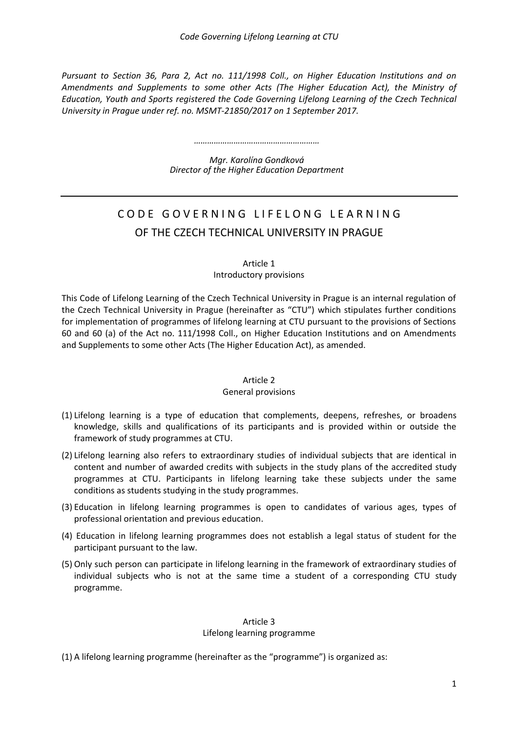*Pursuant to Section 36, Para 2, Act no. 111/1998 Coll., on Higher Education Institutions and on Amendments and Supplements to some other Acts (The Higher Education Act), the Ministry of Education, Youth and Sports registered the Code Governing Lifelong Learning of the Czech Technical University in Prague under ref. no. MSMT-21850/2017 on 1 September 2017.*

*………………………………………………*

*Mgr. Karolína Gondková*
*Director of the Higher Education Department*

---

# CODE GOVERNING LIFELONG LEARNING OF THE CZECH TECHNICAL UNIVERSITY IN PRAGUE

## Article 1
### Introductory provisions

This Code of Lifelong Learning of the Czech Technical University in Prague is an internal regulation of the Czech Technical University in Prague (hereinafter as "CTU") which stipulates further conditions for implementation of programmes of lifelong learning at CTU pursuant to the provisions of Sections 60 and 60 (a) of the Act no. 111/1998 Coll., on Higher Education Institutions and on Amendments and Supplements to some other Acts (The Higher Education Act), as amended.

## Article 2
### General provisions

(1) Lifelong learning is a type of education that complements, deepens, refreshes, or broadens knowledge, skills and qualifications of its participants and is provided within or outside the framework of study programmes at CTU.

(2) Lifelong learning also refers to extraordinary studies of individual subjects that are identical in content and number of awarded credits with subjects in the study plans of the accredited study programmes at CTU. Participants in lifelong learning take these subjects under the same conditions as students studying in the study programmes.

(3) Education in lifelong learning programmes is open to candidates of various ages, types of professional orientation and previous education.

(4) Education in lifelong learning programmes does not establish a legal status of student for the participant pursuant to the law.

(5) Only such person can participate in lifelong learning in the framework of extraordinary studies of individual subjects who is not at the same time a student of a corresponding CTU study programme.

## Article 3
### Lifelong learning programme

(1) A lifelong learning programme (hereinafter as the "programme") is organized as: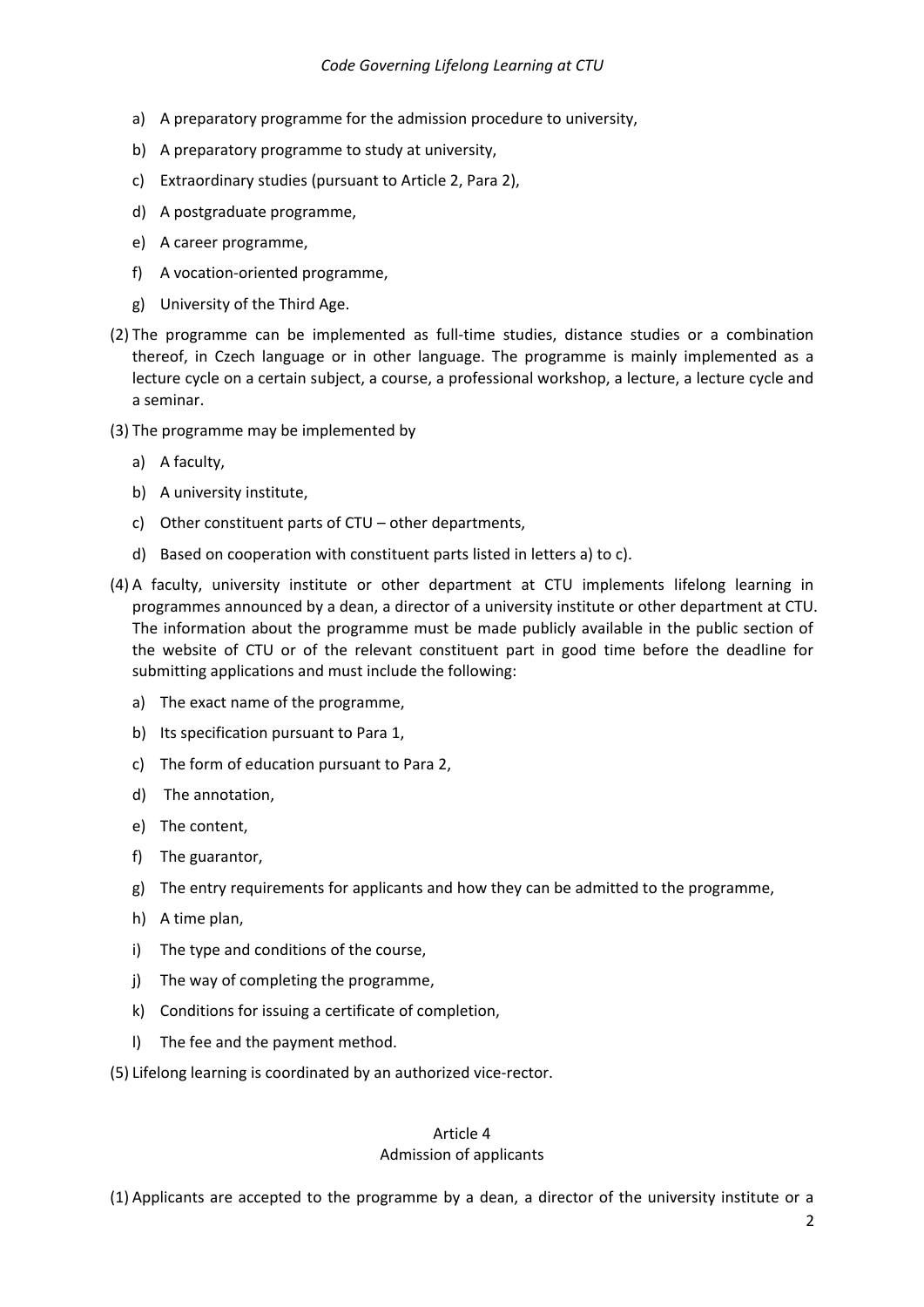a) A preparatory programme for the admission procedure to university,

b) A preparatory programme to study at university,

c) Extraordinary studies (pursuant to Article 2, Para 2),

d) A postgraduate programme,

e) A career programme,

f) A vocation-oriented programme,

g) University of the Third Age.

(2) The programme can be implemented as full-time studies, distance studies or a combination thereof, in Czech language or in other language. The programme is mainly implemented as a lecture cycle on a certain subject, a course, a professional workshop, a lecture, a lecture cycle and a seminar.

(3) The programme may be implemented by

a) A faculty,

b) A university institute,

c) Other constituent parts of CTU – other departments,

d) Based on cooperation with constituent parts listed in letters a) to c).

(4) A faculty, university institute or other department at CTU implements lifelong learning in programmes announced by a dean, a director of a university institute or other department at CTU. The information about the programme must be made publicly available in the public section of the website of CTU or of the relevant constituent part in good time before the deadline for submitting applications and must include the following:

a) The exact name of the programme,

b) Its specification pursuant to Para 1,

c) The form of education pursuant to Para 2,

d) The annotation,

e) The content,

f) The guarantor,

g) The entry requirements for applicants and how they can be admitted to the programme,

h) A time plan,

i) The type and conditions of the course,

j) The way of completing the programme,

k) Conditions for issuing a certificate of completion,

l) The fee and the payment method.

(5) Lifelong learning is coordinated by an authorized vice-rector.

## Article 4
## Admission of applicants

(1) Applicants are accepted to the programme by a dean, a director of the university institute or a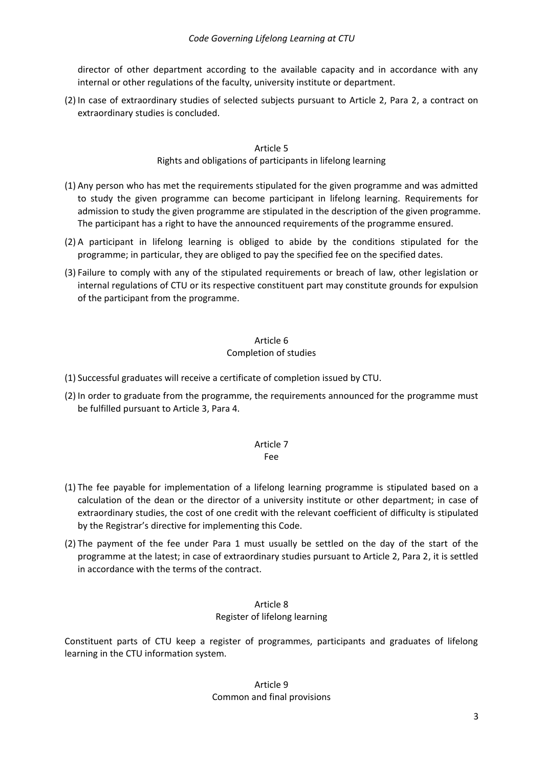director of other department according to the available capacity and in accordance with any internal or other regulations of the faculty, university institute or department.

(2) In case of extraordinary studies of selected subjects pursuant to Article 2, Para 2, a contract on extraordinary studies is concluded.

## Article 5
## Rights and obligations of participants in lifelong learning

(1) Any person who has met the requirements stipulated for the given programme and was admitted to study the given programme can become participant in lifelong learning. Requirements for admission to study the given programme are stipulated in the description of the given programme. The participant has a right to have the announced requirements of the programme ensured.

(2) A participant in lifelong learning is obliged to abide by the conditions stipulated for the programme; in particular, they are obliged to pay the specified fee on the specified dates.

(3) Failure to comply with any of the stipulated requirements or breach of law, other legislation or internal regulations of CTU or its respective constituent part may constitute grounds for expulsion of the participant from the programme.

## Article 6
## Completion of studies

(1) Successful graduates will receive a certificate of completion issued by CTU.

(2) In order to graduate from the programme, the requirements announced for the programme must be fulfilled pursuant to Article 3, Para 4.

## Article 7
## Fee

(1) The fee payable for implementation of a lifelong learning programme is stipulated based on a calculation of the dean or the director of a university institute or other department; in case of extraordinary studies, the cost of one credit with the relevant coefficient of difficulty is stipulated by the Registrar's directive for implementing this Code.

(2) The payment of the fee under Para 1 must usually be settled on the day of the start of the programme at the latest; in case of extraordinary studies pursuant to Article 2, Para 2, it is settled in accordance with the terms of the contract.

## Article 8
## Register of lifelong learning

Constituent parts of CTU keep a register of programmes, participants and graduates of lifelong learning in the CTU information system.

## Article 9
## Common and final provisions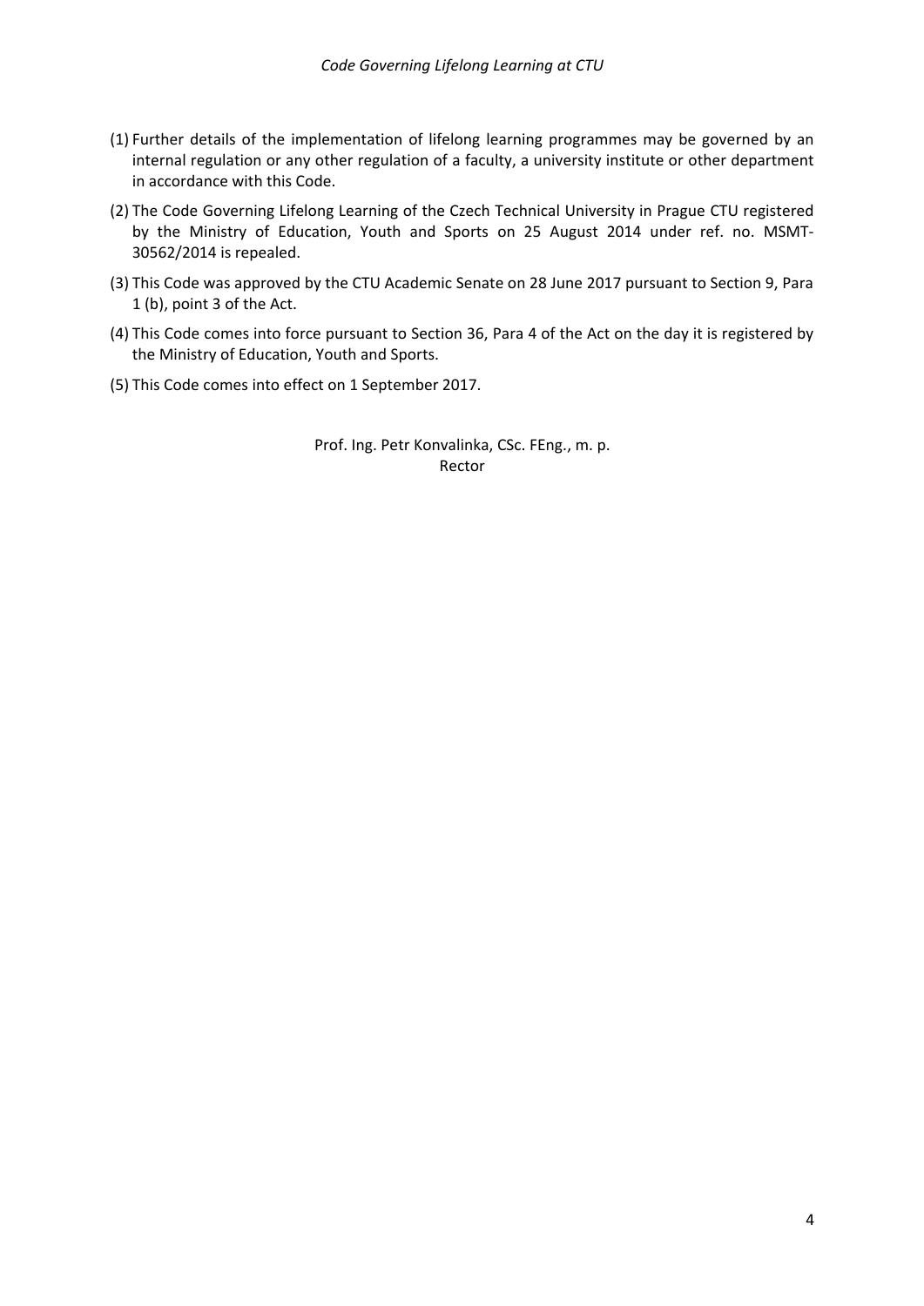(1) Further details of the implementation of lifelong learning programmes may be governed by an internal regulation or any other regulation of a faculty, a university institute or other department in accordance with this Code.

(2) The Code Governing Lifelong Learning of the Czech Technical University in Prague CTU registered by the Ministry of Education, Youth and Sports on 25 August 2014 under ref. no. MSMT-30562/2014 is repealed.

(3) This Code was approved by the CTU Academic Senate on 28 June 2017 pursuant to Section 9, Para 1 (b), point 3 of the Act.

(4) This Code comes into force pursuant to Section 36, Para 4 of the Act on the day it is registered by the Ministry of Education, Youth and Sports.

(5) This Code comes into effect on 1 September 2017.

Prof. Ing. Petr Konvalinka, CSc. FEng., m. p.
Rector